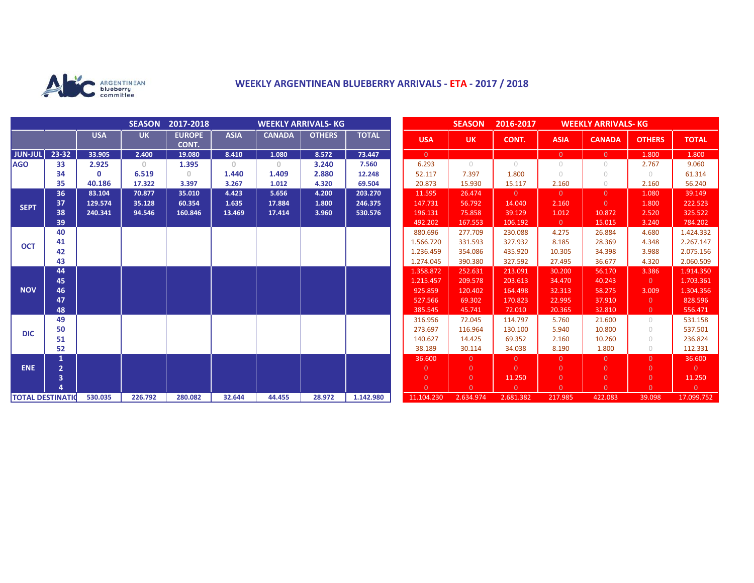ARGENTINEAN blueberry committee

# WEEKLY ARGENTINEAN BLUEBERRY ARRIVALS - ETA - 2017 / 2018

| | | SEASON 2017-2018 | | | | WEEKLY ARRIVALS- KG | | |
|---|---|---|---|---|---|---|---|---|
| | | USA | UK | EUROPE CONT. | ASIA | CANADA | OTHERS | TOTAL |
| JUN-JUL | 23-32 | 33.905 | 2.400 | 19.080 | 8.410 | 1.080 | 8.572 | 73.447 |
| AGO | 33 | 2.925 | 0 | 1.395 | 0 | 0 | 3.240 | 7.560 |
| | 34 | 0 | 6.519 | 0 | 1.440 | 1.409 | 2.880 | 12.248 |
| | 35 | 40.186 | 17.322 | 3.397 | 3.267 | 1.012 | 4.320 | 69.504 |
| SEPT | 36 | 83.104 | 70.877 | 35.010 | 4.423 | 5.656 | 4.200 | 203.270 |
| | 37 | 129.574 | 35.128 | 60.354 | 1.635 | 17.884 | 1.800 | 246.375 |
| | 38 | 240.341 | 94.546 | 160.846 | 13.469 | 17.414 | 3.960 | 530.576 |
| | 39 | | | | | | | |
| OCT | 40 | | | | | | | |
| | 41 | | | | | | | |
| | 42 | | | | | | | |
| | 43 | | | | | | | |
| NOV | 44 | | | | | | | |
| | 45 | | | | | | | |
| | 46 | | | | | | | |
| | 47 | | | | | | | |
| | 48 | | | | | | | |
| DIC | 49 | | | | | | | |
| | 50 | | | | | | | |
| | 51 | | | | | | | |
| | 52 | | | | | | | |
| ENE | 1 | | | | | | | |
| | 2 | | | | | | | |
| | 3 | | | | | | | |
| | 4 | | | | | | | |
| TOTAL DESTINATIO | | 530.035 | 226.792 | 280.082 | 32.644 | 44.455 | 28.972 | 1.142.980 |

| | | SEASON 2016-2017 | | | WEEKLY ARRIVALS- KG | | | |
|---|---|---|---|---|---|---|---|---|
| | | USA | UK | CONT. | ASIA | CANADA | OTHERS | TOTAL |
| JUN-JUL | 23-32 | 0 | | | 0 | 0 | 1.800 | 1.800 |
| AGO | 33 | 6.293 | 0 | 0 | 0 | 0 | 2.767 | 9.060 |
| | 34 | 52.117 | 7.397 | 1.800 | 0 | 0 | 0 | 61.314 |
| | 35 | 20.873 | 15.930 | 15.117 | 2.160 | 0 | 2.160 | 56.240 |
| SEPT | 36 | 11.595 | 26.474 | 0 | 0 | 0 | 1.080 | 39.149 |
| | 37 | 147.731 | 56.792 | 14.040 | 2.160 | 0 | 1.800 | 222.523 |
| | 38 | 196.131 | 75.858 | 39.129 | 1.012 | 10.872 | 2.520 | 325.522 |
| | 39 | 492.202 | 167.553 | 106.192 | 0 | 15.015 | 3.240 | 784.202 |
| OCT | 40 | 880.696 | 277.709 | 230.088 | 4.275 | 26.884 | 4.680 | 1.424.332 |
| | 41 | 1.566.720 | 331.593 | 327.932 | 8.185 | 28.369 | 4.348 | 2.267.147 |
| | 42 | 1.236.459 | 354.086 | 435.920 | 10.305 | 34.398 | 3.988 | 2.075.156 |
| | 43 | 1.274.045 | 390.380 | 327.592 | 27.495 | 36.677 | 4.320 | 2.060.509 |
| NOV | 44 | 1.358.872 | 252.631 | 213.091 | 30.200 | 56.170 | 3.386 | 1.914.350 |
| | 45 | 1.215.457 | 209.578 | 203.613 | 34.470 | 40.243 | 0 | 1.703.361 |
| | 46 | 925.859 | 120.402 | 164.498 | 32.313 | 58.275 | 3.009 | 1.304.356 |
| | 47 | 527.566 | 69.302 | 170.823 | 22.995 | 37.910 | 0 | 828.596 |
| | 48 | 385.545 | 45.741 | 72.010 | 20.365 | 32.810 | 0 | 556.471 |
| DIC | 49 | 316.956 | 72.045 | 114.797 | 5.760 | 21.600 | 0 | 531.158 |
| | 50 | 273.697 | 116.964 | 130.100 | 5.940 | 10.800 | 0 | 537.501 |
| | 51 | 140.627 | 14.425 | 69.352 | 2.160 | 10.260 | 0 | 236.824 |
| | 52 | 38.189 | 30.114 | 34.038 | 8.190 | 1.800 | 0 | 112.331 |
| ENE | 1 | 36.600 | 0 | 0 | 0 | 0 | 0 | 36.600 |
| | 2 | 0 | 0 | 0 | 0 | 0 | 0 | 0 |
| | 3 | 0 | 0 | 11.250 | 0 | 0 | 0 | 11.250 |
| | 4 | 0 | 0 | 0 | 0 | 0 | 0 | 0 |
| TOTAL DESTINATIO | | 11.104.230 | 2.634.974 | 2.681.382 | 217.985 | 422.083 | 39.098 | 17.099.752 |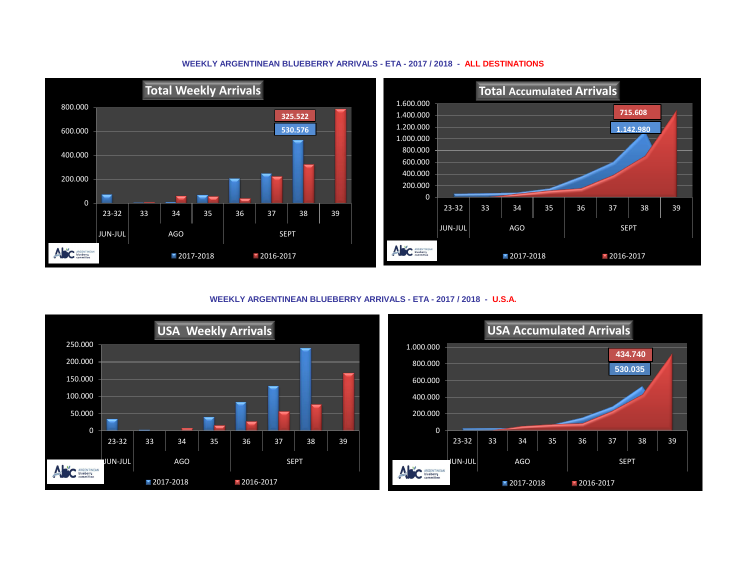## WEEKLY ARGENTINEAN BLUEBERRY ARRIVALS - ETA - 2017 / 2018 - ALL DESTINATIONS

**Total Weekly Arrivals**

800.000
600.000
400.000
200.000
0

325.522
530.576

| 23-32 | 33 | 34 | 35 | 36 | 37 | 38 | 39 |
|---|---|---|---|---|---|---|---|
| JUN-JUL | AGO | | | SEPT | | | |

2017-2018 2016-2017

**Total Accumulated Arrivals**

1.600.000
1.400.000
1.200.000
1.000.000
800.000
600.000
400.000
200.000
0

715.608
1.142.980

| 23-32 | 33 | 34 | 35 | 36 | 37 | 38 | 39 |
|---|---|---|---|---|---|---|---|
| JUN-JUL | AGO | | | SEPT | | | |

2017-2018 2016-2017

## WEEKLY ARGENTINEAN BLUEBERRY ARRIVALS - ETA - 2017 / 2018 - U.S.A.

**USA Weekly Arrivals**

250.000
200.000
150.000
100.000
50.000
0

| 23-32 | 33 | 34 | 35 | 36 | 37 | 38 | 39 |
|---|---|---|---|---|---|---|---|
| JUN-JUL | AGO | | | SEPT | | | |

2017-2018 2016-2017

**USA Accumulated Arrivals**

1.000.000
800.000
600.000
400.000
200.000
0

434.740
530.035

| 23-32 | 33 | 34 | 35 | 36 | 37 | 38 | 39 |
|---|---|---|---|---|---|---|---|
| JUN-JUL | AGO | | | SEPT | | | |

2017-2018 2016-2017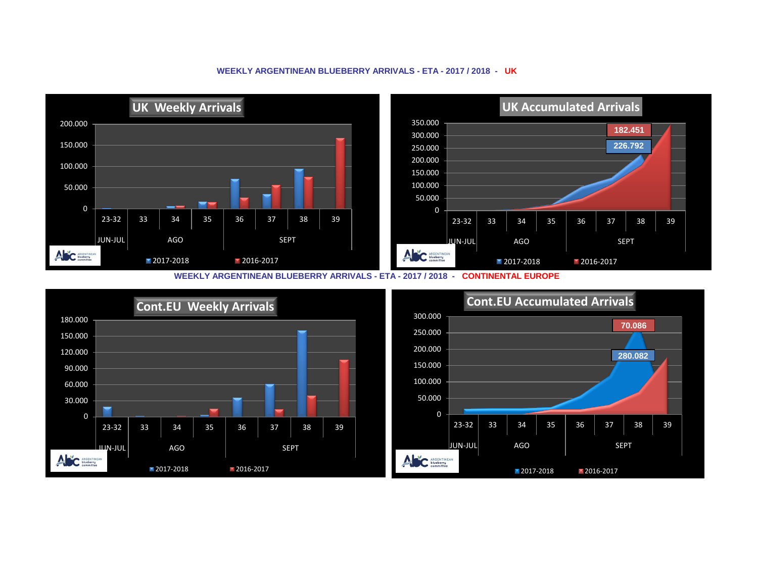**WEEKLY ARGENTINEAN BLUEBERRY ARRIVALS - ETA - 2017 / 2018 - UK**

UK Weekly Arrivals

UK Accumulated Arrivals

182.451

226.792

**WEEKLY ARGENTINEAN BLUEBERRY ARRIVALS - ETA - 2017 / 2018 - CONTINENTAL EUROPE**

Cont.EU Weekly Arrivals

Cont.EU Accumulated Arrivals

70.086

280.082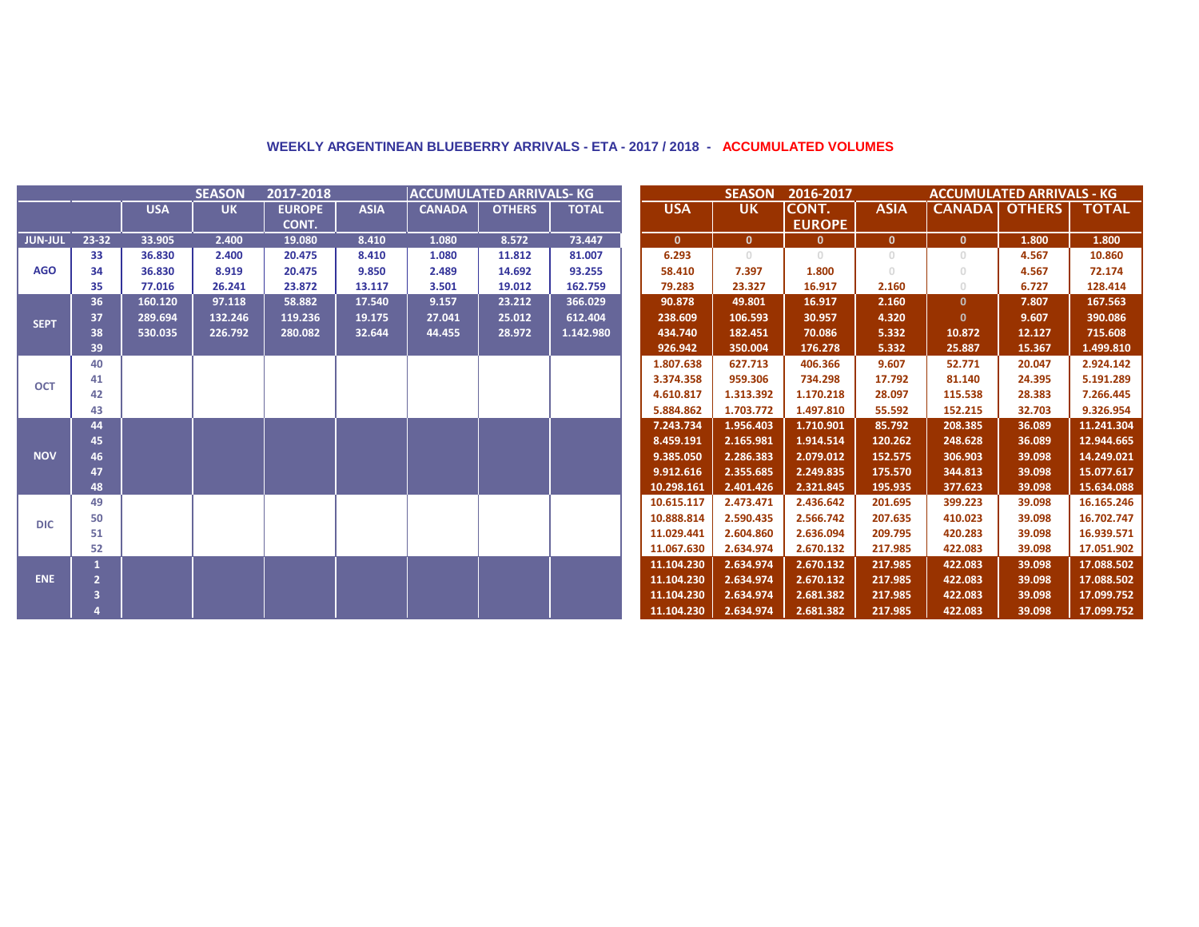# WEEKLY ARGENTINEAN BLUEBERRY ARRIVALS - ETA - 2017 / 2018 - ACCUMULATED VOLUMES

| | | | SEASON 2017-2018 | | | ACCUMULATED ARRIVALS- KG | | |
|---|---|---|---|---|---|---|---|---|
| | | USA | UK | EUROPE CONT. | ASIA | CANADA | OTHERS | TOTAL |
| JUN-JUL | 23-32 | 33.905 | 2.400 | 19.080 | 8.410 | 1.080 | 8.572 | 73.447 |
| AGO | 33 | 36.830 | 2.400 | 20.475 | 8.410 | 1.080 | 11.812 | 81.007 |
| | 34 | 36.830 | 8.919 | 20.475 | 9.850 | 2.489 | 14.692 | 93.255 |
| | 35 | 77.016 | 26.241 | 23.872 | 13.117 | 3.501 | 19.012 | 162.759 |
| SEPT | 36 | 160.120 | 97.118 | 58.882 | 17.540 | 9.157 | 23.212 | 366.029 |
| | 37 | 289.694 | 132.246 | 119.236 | 19.175 | 27.041 | 25.012 | 612.404 |
| | 38 | 530.035 | 226.792 | 280.082 | 32.644 | 44.455 | 28.972 | 1.142.980 |
| | 39 | | | | | | | |
| OCT | 40 | | | | | | | |
| | 41 | | | | | | | |
| | 42 | | | | | | | |
| | 43 | | | | | | | |
| NOV | 44 | | | | | | | |
| | 45 | | | | | | | |
| | 46 | | | | | | | |
| | 47 | | | | | | | |
| | 48 | | | | | | | |
| DIC | 49 | | | | | | | |
| | 50 | | | | | | | |
| | 51 | | | | | | | |
| | 52 | | | | | | | |
| ENE | 1 | | | | | | | |
| | 2 | | | | | | | |
| | 3 | | | | | | | |
| | 4 | | | | | | | |

| | SEASON 2016-2017 | | | ACCUMULATED ARRIVALS - KG | | |
|---|---|---|---|---|---|---|
| USA | UK | CONT. EUROPE | ASIA | CANADA | OTHERS | TOTAL |
| 0 | 0 | 0 | 0 | 0 | 1.800 | 1.800 |
| 6.293 | 0 | 0 | 0 | 0 | 4.567 | 10.860 |
| 58.410 | 7.397 | 1.800 | 0 | 0 | 4.567 | 72.174 |
| 79.283 | 23.327 | 16.917 | 2.160 | 0 | 6.727 | 128.414 |
| 90.878 | 49.801 | 16.917 | 2.160 | 0 | 7.807 | 167.563 |
| 238.609 | 106.593 | 30.957 | 4.320 | 0 | 9.607 | 390.086 |
| 434.740 | 182.451 | 70.086 | 5.332 | 10.872 | 12.127 | 715.608 |
| 926.942 | 350.004 | 176.278 | 5.332 | 25.887 | 15.367 | 1.499.810 |
| 1.807.638 | 627.713 | 406.366 | 9.607 | 52.771 | 20.047 | 2.924.142 |
| 3.374.358 | 959.306 | 734.298 | 17.792 | 81.140 | 24.395 | 5.191.289 |
| 4.610.817 | 1.313.392 | 1.170.218 | 28.097 | 115.538 | 28.383 | 7.266.445 |
| 5.884.862 | 1.703.772 | 1.497.810 | 55.592 | 152.215 | 32.703 | 9.326.954 |
| 7.243.734 | 1.956.403 | 1.710.901 | 85.792 | 208.385 | 36.089 | 11.241.304 |
| 8.459.191 | 2.165.981 | 1.914.514 | 120.262 | 248.628 | 36.089 | 12.944.665 |
| 9.385.050 | 2.286.383 | 2.079.012 | 152.575 | 306.903 | 39.098 | 14.249.021 |
| 9.912.616 | 2.355.685 | 2.249.835 | 175.570 | 344.813 | 39.098 | 15.077.617 |
| 10.298.161 | 2.401.426 | 2.321.845 | 195.935 | 377.623 | 39.098 | 15.634.088 |
| 10.615.117 | 2.473.471 | 2.436.642 | 201.695 | 399.223 | 39.098 | 16.165.246 |
| 10.888.814 | 2.590.435 | 2.566.742 | 207.635 | 410.023 | 39.098 | 16.702.747 |
| 11.029.441 | 2.604.860 | 2.636.094 | 209.795 | 420.283 | 39.098 | 16.939.571 |
| 11.067.630 | 2.634.974 | 2.670.132 | 217.985 | 422.083 | 39.098 | 17.051.902 |
| 11.104.230 | 2.634.974 | 2.670.132 | 217.985 | 422.083 | 39.098 | 17.088.502 |
| 11.104.230 | 2.634.974 | 2.670.132 | 217.985 | 422.083 | 39.098 | 17.088.502 |
| 11.104.230 | 2.634.974 | 2.681.382 | 217.985 | 422.083 | 39.098 | 17.099.752 |
| 11.104.230 | 2.634.974 | 2.681.382 | 217.985 | 422.083 | 39.098 | 17.099.752 |